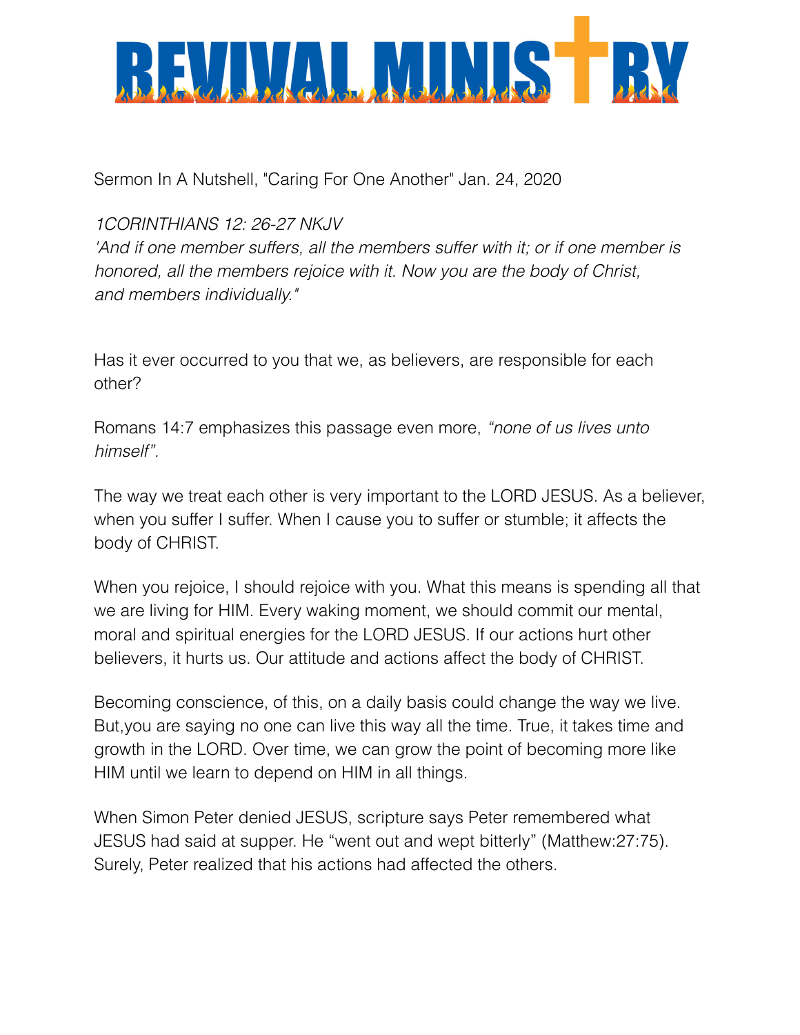# REVIVAL MINISTRY

Sermon In A Nutshell, "Caring For One Another" Jan. 24, 2020

*1CORINTHIANS 12: 26-27 NKJV*
*'And if one member suffers, all the members suffer with it; or if one member is honored, all the members rejoice with it. Now you are the body of Christ, and members individually."*

Has it ever occurred to you that we, as believers, are responsible for each other?

Romans 14:7 emphasizes this passage even more, *"none of us lives unto himself".*

The way we treat each other is very important to the LORD JESUS. As a believer, when you suffer I suffer. When I cause you to suffer or stumble; it affects the body of CHRIST.

When you rejoice, I should rejoice with you. What this means is spending all that we are living for HIM. Every waking moment, we should commit our mental, moral and spiritual energies for the LORD JESUS. If our actions hurt other believers, it hurts us. Our attitude and actions affect the body of CHRIST.

Becoming conscience, of this, on a daily basis could change the way we live. But,you are saying no one can live this way all the time. True, it takes time and growth in the LORD. Over time, we can grow the point of becoming more like HIM until we learn to depend on HIM in all things.

When Simon Peter denied JESUS, scripture says Peter remembered what JESUS had said at supper. He "went out and wept bitterly" (Matthew:27:75). Surely, Peter realized that his actions had affected the others.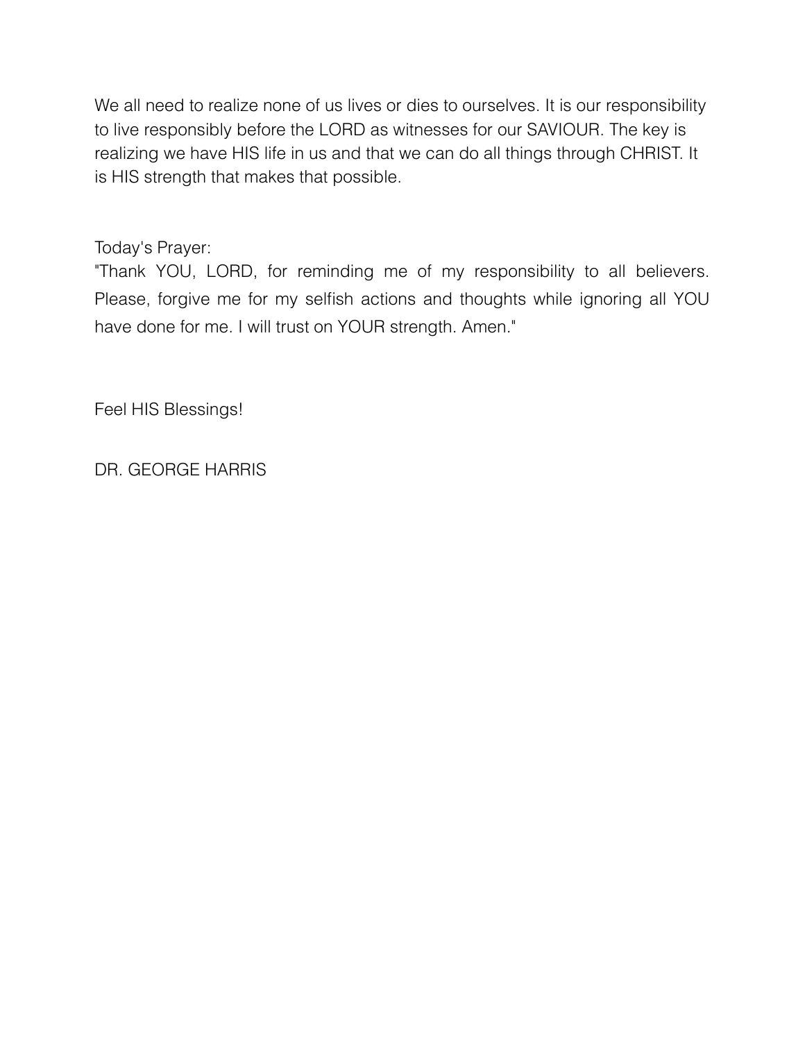We all need to realize none of us lives or dies to ourselves. It is our responsibility to live responsibly before the LORD as witnesses for our SAVIOUR. The key is realizing we have HIS life in us and that we can do all things through CHRIST. It is HIS strength that makes that possible.

Today's Prayer:
"Thank YOU, LORD, for reminding me of my responsibility to all believers. Please, forgive me for my selfish actions and thoughts while ignoring all YOU have done for me. I will trust on YOUR strength. Amen."

Feel HIS Blessings!

DR. GEORGE HARRIS